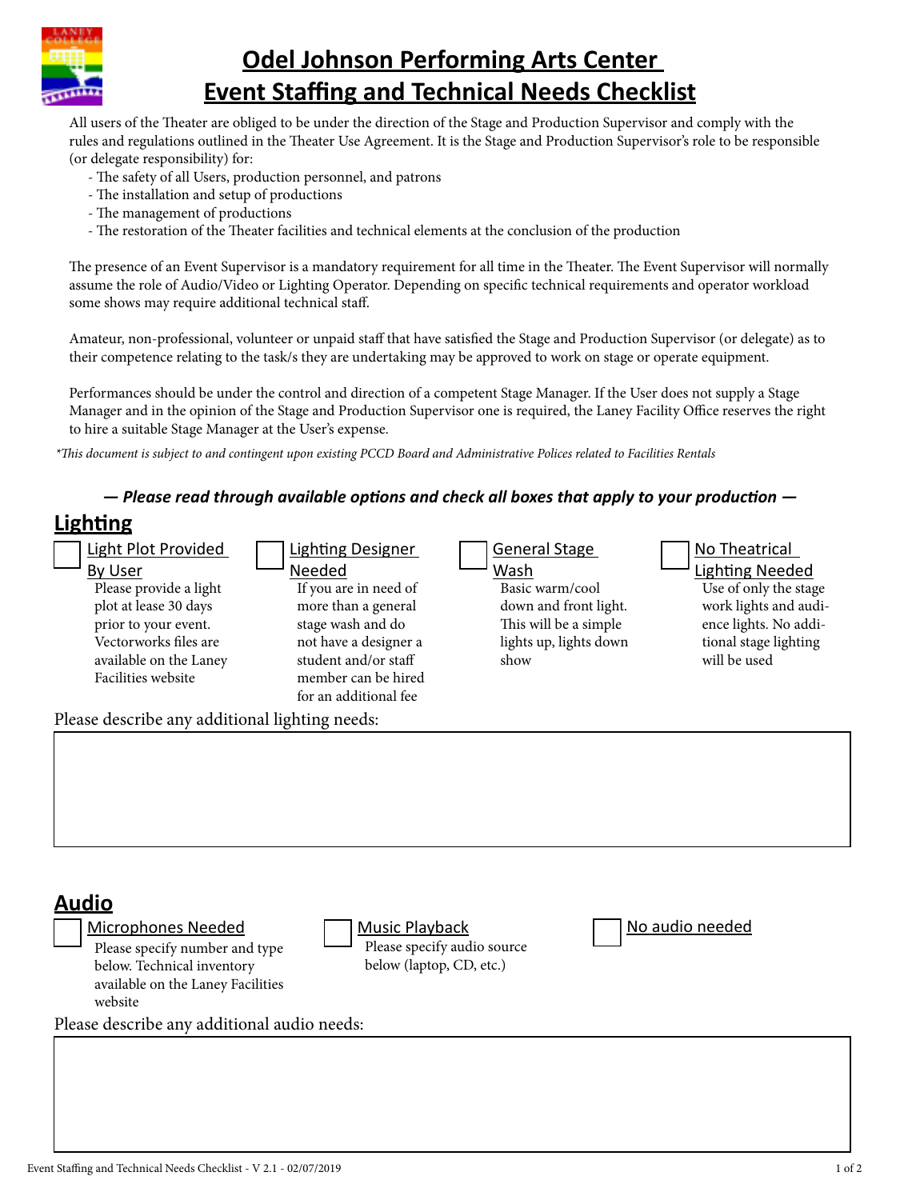# Odel Johnson Performing Arts Center
# Event Staffing and Technical Needs Checklist

All users of the Theater are obliged to be under the direction of the Stage and Production Supervisor and comply with the rules and regulations outlined in the Theater Use Agreement. It is the Stage and Production Supervisor's role to be responsible (or delegate responsibility) for:

- The safety of all Users, production personnel, and patrons
- The installation and setup of productions
- The management of productions
- The restoration of the Theater facilities and technical elements at the conclusion of the production

The presence of an Event Supervisor is a mandatory requirement for all time in the Theater. The Event Supervisor will normally assume the role of Audio/Video or Lighting Operator. Depending on specific technical requirements and operator workload some shows may require additional technical staff.

Amateur, non-professional, volunteer or unpaid staff that have satisfied the Stage and Production Supervisor (or delegate) as to their competence relating to the task/s they are undertaking may be approved to work on stage or operate equipment.

Performances should be under the control and direction of a competent Stage Manager. If the User does not supply a Stage Manager and in the opinion of the Stage and Production Supervisor one is required, the Laney Facility Office reserves the right to hire a suitable Stage Manager at the User's expense.

*\*This document is subject to and contingent upon existing PCCD Board and Administrative Polices related to Facilities Rentals*

***— Please read through available options and check all boxes that apply to your production —***

## Lighting

- [ ] **Light Plot Provided By User**
  Please provide a light plot at lease 30 days prior to your event. Vectorworks files are available on the Laney Facilities website
- [ ] **Lighting Designer Needed**
  If you are in need of more than a general stage wash and do not have a designer a student and/or staff member can be hired for an additional fee
- [ ] **General Stage Wash**
  Basic warm/cool down and front light. This will be a simple lights up, lights down show
- [ ] **No Theatrical Lighting Needed**
  Use of only the stage work lights and audience lights. No additional stage lighting will be used

Please describe any additional lighting needs:

## Audio

- [ ] **Microphones Needed**
  Please specify number and type below. Technical inventory available on the Laney Facilities website
- [ ] **Music Playback**
  Please specify audio source below (laptop, CD, etc.)
- [ ] **No audio needed**

Please describe any additional audio needs: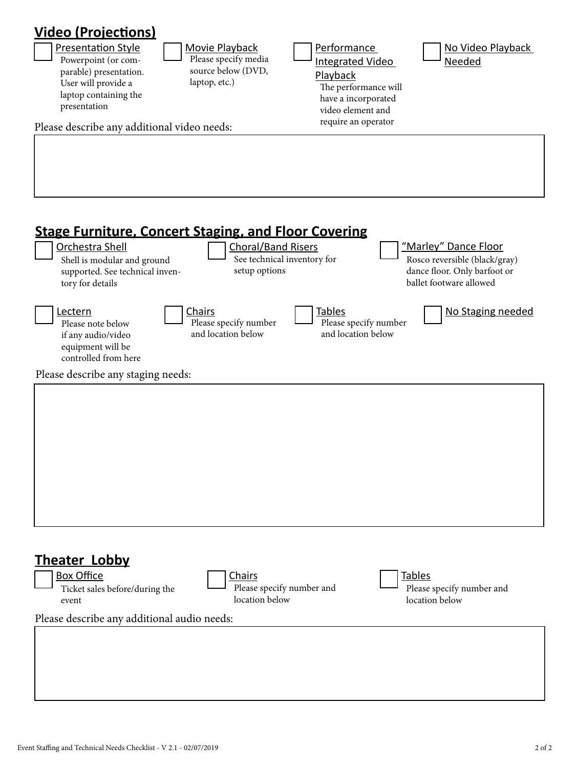## Video (Projections)

- [ ] Presentation Style
  Powerpoint (or comparable) presentation. User will provide a laptop containing the presentation
- [ ] Movie Playback
  Please specify media source below (DVD, laptop, etc.)
- [ ] Performance Integrated Video Playback
  The performance will have a incorporated video element and require an operator
- [ ] No Video Playback Needed

Please describe any additional video needs:

| |
|---|
| |

## Stage Furniture, Concert Staging, and Floor Covering

- [ ] Orchestra Shell
  Shell is modular and ground supported. See technical inventory for details
- [ ] Choral/Band Risers
  See technical inventory for setup options
- [ ] "Marley" Dance Floor
  Rosco reversible (black/gray) dance floor. Only barfoot or ballet footware allowed
- [ ] Lectern
  Please note below if any audio/video equipment will be controlled from here
- [ ] Chairs
  Please specify number and location below
- [ ] Tables
  Please specify number and location below
- [ ] No Staging needed

Please describe any staging needs:

| |
|---|
| |

## Theater Lobby

- [ ] Box Office
  Ticket sales before/during the event
- [ ] Chairs
  Please specify number and location below
- [ ] Tables
  Please specify number and location below

Please describe any additional audio needs:

| |
|---|
| |

Event Staffing and Technical Needs Checklist - V 2.1 - 02/07/2019